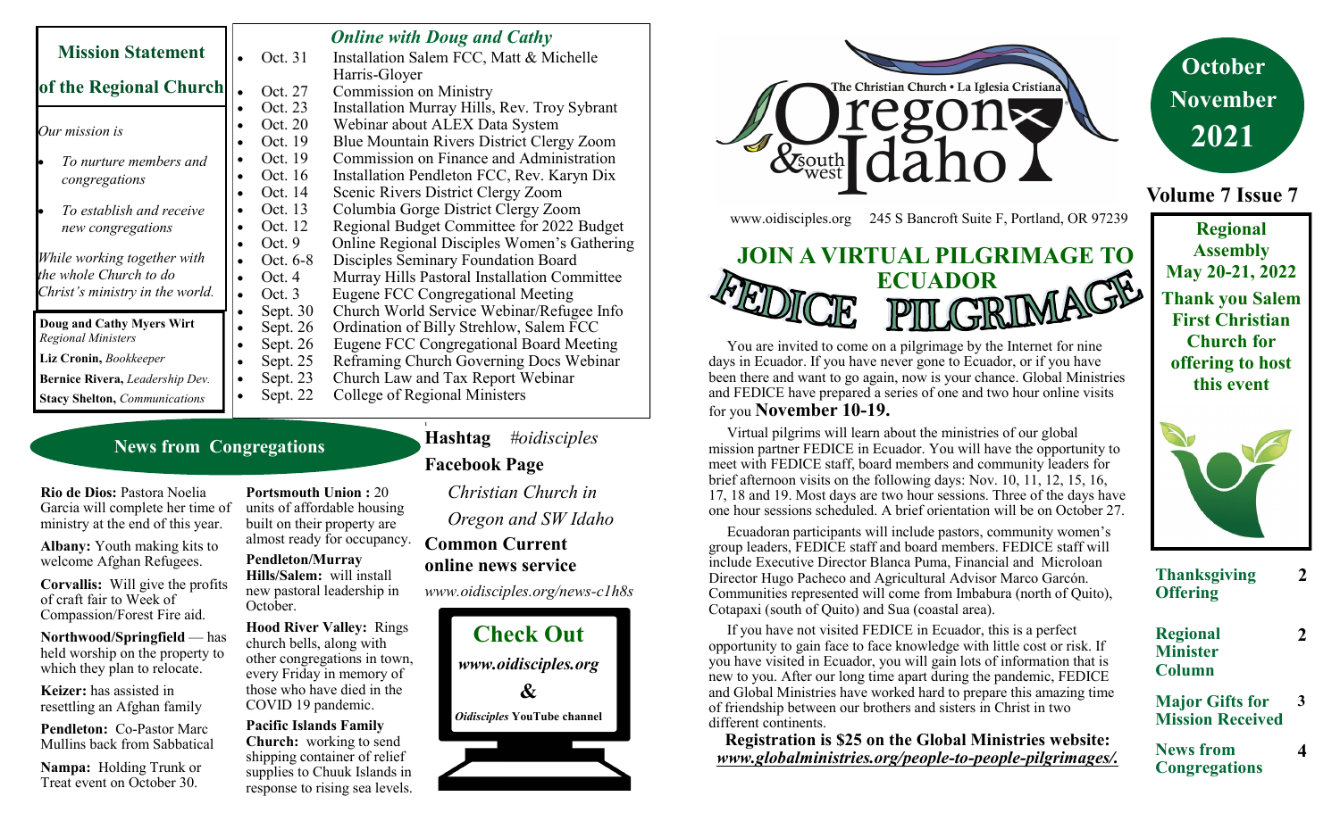# Mission Statement of the Regional Church

*Our mission is*

- *To nurture members and congregations*
- *To establish and receive new congregations*

*While working together with the whole Church to do Christ's ministry in the world.*

**Doug and Cathy Myers Wirt** *Regional Ministers*

**Liz Cronin,** *Bookkeeper*

**Bernice Rivera,** *Leadership Dev.*

**Stacy Shelton,** *Communications*

## *Online with Doug and Cathy*

- Oct. 31 Installation Salem FCC, Matt & Michelle Harris-Gloyer
- Oct. 27 Commission on Ministry
- Oct. 23 Installation Murray Hills, Rev. Troy Sybrant
- Oct. 20 Webinar about ALEX Data System
- Oct. 19 Blue Mountain Rivers District Clergy Zoom
- Oct. 19 Commission on Finance and Administration
- Oct. 16 Installation Pendleton FCC, Rev. Karyn Dix
- Oct. 14 Scenic Rivers District Clergy Zoom
- Oct. 13 Columbia Gorge District Clergy Zoom
- Oct. 12 Regional Budget Committee for 2022 Budget
- Oct. 9 Online Regional Disciples Women's Gathering
- Oct. 6-8 Disciples Seminary Foundation Board
- Oct. 4 Murray Hills Pastoral Installation Committee
- Oct. 3 Eugene FCC Congregational Meeting
- Sept. 30 Church World Service Webinar/Refugee Info
- Sept. 26 Ordination of Billy Strehlow, Salem FCC
- Sept. 26 Eugene FCC Congregational Board Meeting
- Sept. 25 Reframing Church Governing Docs Webinar
- Sept. 23 Church Law and Tax Report Webinar
- Sept. 22 College of Regional Ministers

## News from Congregations

**Rio de Dios:** Pastora Noelia Garcia will complete her time of ministry at the end of this year.

**Albany:** Youth making kits to welcome Afghan Refugees.

**Corvallis:** Will give the profits of craft fair to Week of Compassion/Forest Fire aid.

**Northwood/Springfield** — has held worship on the property to which they plan to relocate.

**Keizer:** has assisted in resettling an Afghan family

**Pendleton:** Co-Pastor Marc Mullins back from Sabbatical

**Nampa:** Holding Trunk or Treat event on October 30.

**Portsmouth Union :** 20 units of affordable housing built on their property are almost ready for occupancy.

**Pendleton/Murray Hills/Salem:** will install new pastoral leadership in October.

**Hood River Valley:** Rings church bells, along with other congregations in town, every Friday in memory of those who have died in the COVID 19 pandemic.

**Pacific Islands Family Church:** working to send shipping container of relief supplies to Chuuk Islands in response to rising sea levels.

**Hashtag** *#oidisciples*

**Facebook Page**

*Christian Church in Oregon and SW Idaho*

**Common Current online news service**

*www.oidisciples.org/news-c1h8s*

**Check Out**

***www.oidisciples.org***

**&**

***Oidisciples* YouTube channel**

The Christian Church • La Iglesia Cristiana

Oregon & southwest Idaho

www.oidisciples.org 245 S Bancroft Suite F, Portland, OR 97239

# October November 2021

**Volume 7 Issue 7**

# JOIN A VIRTUAL PILGRIMAGE TO ECUADOR

## FEDICE PILGRIMAGE

You are invited to come on a pilgrimage by the Internet for nine days in Ecuador. If you have never gone to Ecuador, or if you have been there and want to go again, now is your chance. Global Ministries and FEDICE have prepared a series of one and two hour online visits for you **November 10-19.**

Virtual pilgrims will learn about the ministries of our global mission partner FEDICE in Ecuador. You will have the opportunity to meet with FEDICE staff, board members and community leaders for brief afternoon visits on the following days: Nov. 10, 11, 12, 15, 16, 17, 18 and 19. Most days are two hour sessions. Three of the days have one hour sessions scheduled. A brief orientation will be on October 27.

Ecuadoran participants will include pastors, community women's group leaders, FEDICE staff and board members. FEDICE staff will include Executive Director Blanca Puma, Financial and Microloan Director Hugo Pacheco and Agricultural Advisor Marco Garcón. Communities represented will come from Imbabura (north of Quito), Cotapaxi (south of Quito) and Sua (coastal area).

If you have not visited FEDICE in Ecuador, this is a perfect opportunity to gain face to face knowledge with little cost or risk. If you have visited in Ecuador, you will gain lots of information that is new to you. After our long time apart during the pandemic, FEDICE and Global Ministries have worked hard to prepare this amazing time of friendship between our brothers and sisters in Christ in two different continents.

**Registration is $25 on the Global Ministries website:**
***www.globalministries.org/people-to-people-pilgrimages/.***

**Regional Assembly May 20-21, 2022**

**Thank you Salem First Christian Church for offering to host this event**

| | |
|---|---|
| **Thanksgiving Offering** | **2** |
| **Regional Minister Column** | **2** |
| **Major Gifts for Mission Received** | **3** |
| **News from Congregations** | **4** |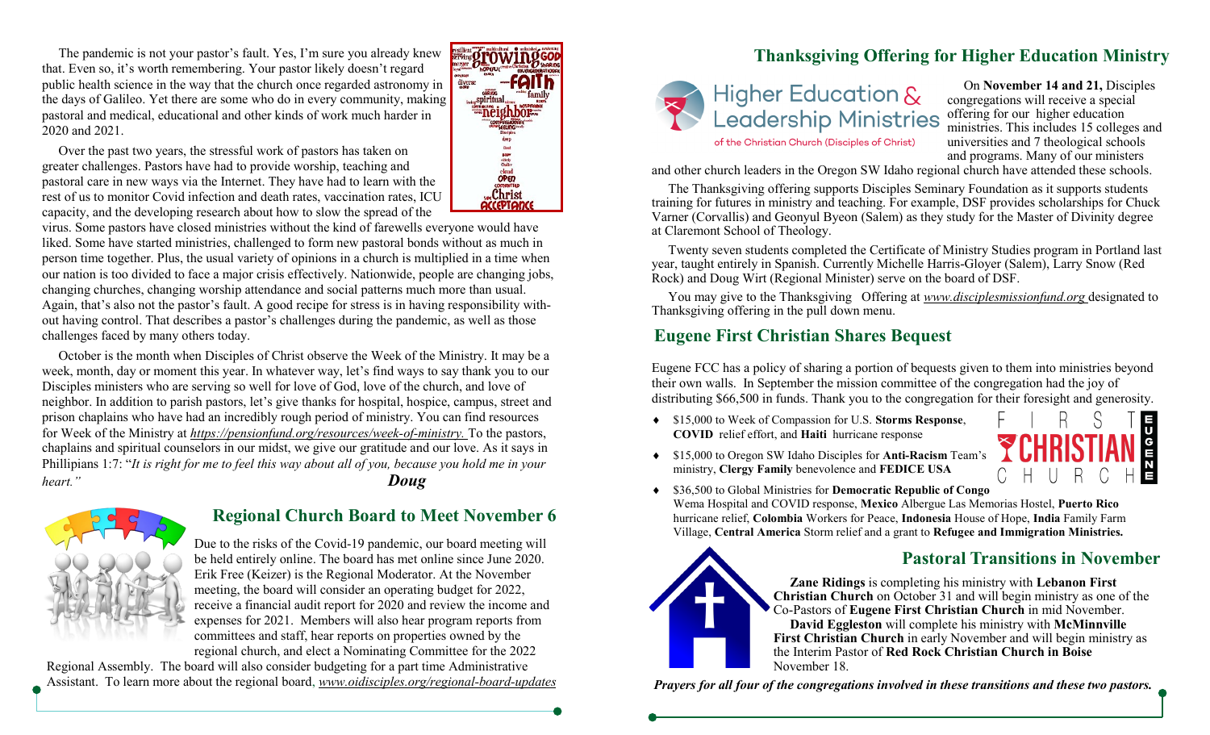The pandemic is not your pastor's fault. Yes, I'm sure you already knew that. Even so, it's worth remembering. Your pastor likely doesn't regard public health science in the way that the church once regarded astronomy in the days of Galileo. Yet there are some who do in every community, making pastoral and medical, educational and other kinds of work much harder in 2020 and 2021.

Over the past two years, the stressful work of pastors has taken on greater challenges. Pastors have had to provide worship, teaching and pastoral care in new ways via the Internet. They have had to learn with the rest of us to monitor Covid infection and death rates, vaccination rates, ICU capacity, and the developing research about how to slow the spread of the virus. Some pastors have closed ministries without the kind of farewells everyone would have liked. Some have started ministries, challenged to form new pastoral bonds without as much in person time together. Plus, the usual variety of opinions in a church is multiplied in a time when our nation is too divided to face a major crisis effectively. Nationwide, people are changing jobs, changing churches, changing worship attendance and social patterns much more than usual. Again, that's also not the pastor's fault. A good recipe for stress is in having responsibility without having control. That describes a pastor's challenges during the pandemic, as well as those challenges faced by many others today.

October is the month when Disciples of Christ observe the Week of the Ministry. It may be a week, month, day or moment this year. In whatever way, let's find ways to say thank you to our Disciples ministers who are serving so well for love of God, love of the church, and love of neighbor. In addition to parish pastors, let's give thanks for hospital, hospice, campus, street and prison chaplains who have had an incredibly rough period of ministry. You can find resources for Week of the Ministry at *https://pensionfund.org/resources/week-of-ministry.* To the pastors, chaplains and spiritual counselors in our midst, we give our gratitude and our love. As it says in Phillipians 1:7: "*It is right for me to feel this way about all of you, because you hold me in your heart.*"

***Doug***

## Regional Church Board to Meet November 6

Due to the risks of the Covid-19 pandemic, our board meeting will be held entirely online. The board has met online since June 2020. Erik Free (Keizer) is the Regional Moderator. At the November meeting, the board will consider an operating budget for 2022, receive a financial audit report for 2020 and review the income and expenses for 2021. Members will also hear program reports from committees and staff, hear reports on properties owned by the regional church, and elect a Nominating Committee for the 2022 Regional Assembly. The board will also consider budgeting for a part time Administrative Assistant. To learn more about the regional board, *www.oidisciples.org/regional-board-updates*

## Thanksgiving Offering for Higher Education Ministry

Higher Education & Leadership Ministries of the Christian Church (Disciples of Christ)

On **November 14 and 21,** Disciples congregations will receive a special offering for our higher education ministries. This includes 15 colleges and universities and 7 theological schools and programs. Many of our ministers and other church leaders in the Oregon SW Idaho regional church have attended these schools.

The Thanksgiving offering supports Disciples Seminary Foundation as it supports students training for futures in ministry and teaching. For example, DSF provides scholarships for Chuck Varner (Corvallis) and Geonyul Byeon (Salem) as they study for the Master of Divinity degree at Claremont School of Theology.

Twenty seven students completed the Certificate of Ministry Studies program in Portland last year, taught entirely in Spanish. Currently Michelle Harris-Gloyer (Salem), Larry Snow (Red Rock) and Doug Wirt (Regional Minister) serve on the board of DSF.

You may give to the Thanksgiving Offering at *www.disciplesmissionfund.org* designated to Thanksgiving offering in the pull down menu.

## Eugene First Christian Shares Bequest

Eugene FCC has a policy of sharing a portion of bequests given to them into ministries beyond their own walls. In September the mission committee of the congregation had the joy of distributing $66,500 in funds. Thank you to the congregation for their foresight and generosity.

- $15,000 to Week of Compassion for U.S. **Storms Response**, **COVID** relief effort, and **Haiti** hurricane response
- $15,000 to Oregon SW Idaho Disciples for **Anti-Racism** Team's ministry, **Clergy Family** benevolence and **FEDICE USA**
- $36,500 to Global Ministries for **Democratic Republic of Congo** Wema Hospital and COVID response, **Mexico** Albergue Las Memorias Hostel, **Puerto Rico** hurricane relief, **Colombia** Workers for Peace, **Indonesia** House of Hope, **India** Family Farm Village, **Central America** Storm relief and a grant to **Refugee and Immigration Ministries.**

## Pastoral Transitions in November

**Zane Ridings** is completing his ministry with **Lebanon First Christian Church** on October 31 and will begin ministry as one of the Co-Pastors of **Eugene First Christian Church** in mid November.

**David Eggleston** will complete his ministry with **McMinnville First Christian Church** in early November and will begin ministry as the Interim Pastor of **Red Rock Christian Church in Boise** November 18.

***Prayers for all four of the congregations involved in these transitions and these two pastors.***